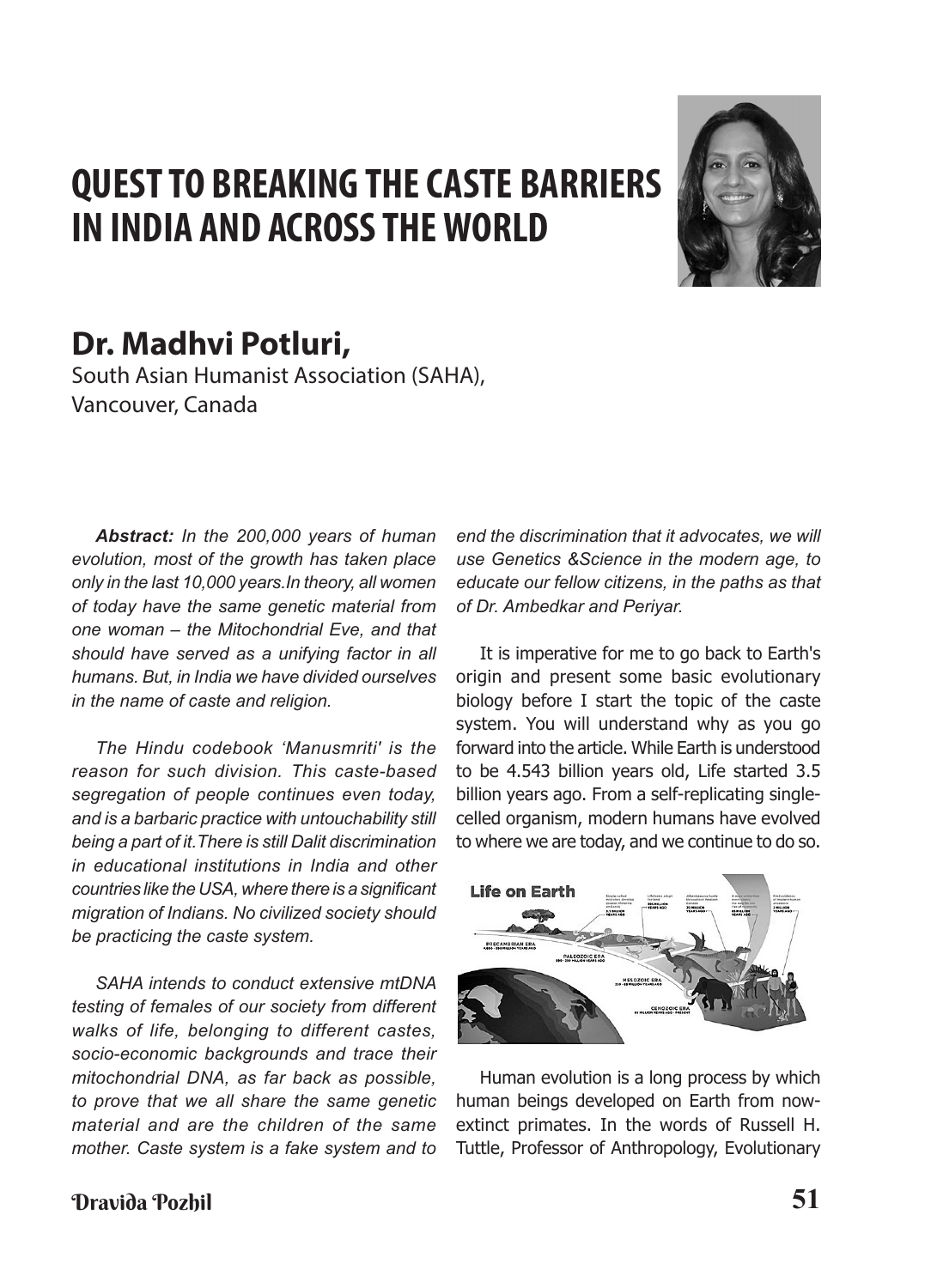# QUEST TO BREAKING THE CASTE BARRIERS IN INDIA AND ACROSS THE WORLD

## Dr. Madhvi Potluri,

South Asian Humanist Association (SAHA),
Vancouver, Canada

***Abstract:*** *In the 200,000 years of human evolution, most of the growth has taken place only in the last 10,000 years.In theory, all women of today have the same genetic material from one woman – the Mitochondrial Eve, and that should have served as a unifying factor in all humans. But, in India we have divided ourselves in the name of caste and religion.*

*The Hindu codebook 'Manusmriti' is the reason for such division. This caste-based segregation of people continues even today, and is a barbaric practice with untouchability still being a part of it.There is still Dalit discrimination in educational institutions in India and other countries like the USA, where there is a significant migration of Indians. No civilized society should be practicing the caste system.*

*SAHA intends to conduct extensive mtDNA testing of females of our society from different walks of life, belonging to different castes, socio-economic backgrounds and trace their mitochondrial DNA, as far back as possible, to prove that we all share the same genetic material and are the children of the same mother. Caste system is a fake system and to end the discrimination that it advocates, we will use Genetics &Science in the modern age, to educate our fellow citizens, in the paths as that of Dr. Ambedkar and Periyar.*

It is imperative for me to go back to Earth's origin and present some basic evolutionary biology before I start the topic of the caste system. You will understand why as you go forward into the article. While Earth is understood to be 4.543 billion years old, Life started 3.5 billion years ago. From a self-replicating single-celled organism, modern humans have evolved to where we are today, and we continue to do so.

Human evolution is a long process by which human beings developed on Earth from now-extinct primates. In the words of Russell H. Tuttle, Professor of Anthropology, Evolutionary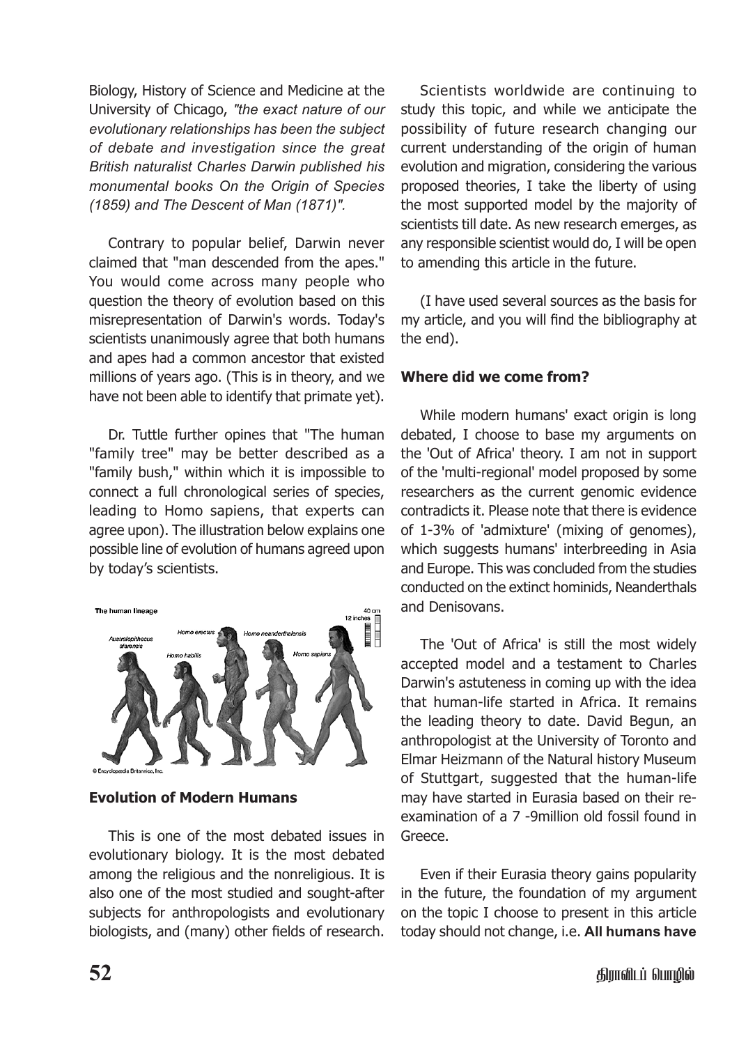Biology, History of Science and Medicine at the University of Chicago, *"the exact nature of our evolutionary relationships has been the subject of debate and investigation since the great British naturalist Charles Darwin published his monumental books On the Origin of Species (1859) and The Descent of Man (1871)".*

Contrary to popular belief, Darwin never claimed that "man descended from the apes." You would come across many people who question the theory of evolution based on this misrepresentation of Darwin's words. Today's scientists unanimously agree that both humans and apes had a common ancestor that existed millions of years ago. (This is in theory, and we have not been able to identify that primate yet).

Dr. Tuttle further opines that "The human "family tree" may be better described as a "family bush," within which it is impossible to connect a full chronological series of species, leading to Homo sapiens, that experts can agree upon). The illustration below explains one possible line of evolution of humans agreed upon by today's scientists.

The human lineage

Australopithecus afarensis · Homo habilis · Homo erectus · Homo neanderthalensis · Homo sapiens

40 cm / 12 inches

© Encyclopædia Britannica, Inc.

### Evolution of Modern Humans

This is one of the most debated issues in evolutionary biology. It is the most debated among the religious and the nonreligious. It is also one of the most studied and sought-after subjects for anthropologists and evolutionary biologists, and (many) other fields of research.

Scientists worldwide are continuing to study this topic, and while we anticipate the possibility of future research changing our current understanding of the origin of human evolution and migration, considering the various proposed theories, I take the liberty of using the most supported model by the majority of scientists till date. As new research emerges, as any responsible scientist would do, I will be open to amending this article in the future.

(I have used several sources as the basis for my article, and you will find the bibliography at the end).

### Where did we come from?

While modern humans' exact origin is long debated, I choose to base my arguments on the 'Out of Africa' theory. I am not in support of the 'multi-regional' model proposed by some researchers as the current genomic evidence contradicts it. Please note that there is evidence of 1-3% of 'admixture' (mixing of genomes), which suggests humans' interbreeding in Asia and Europe. This was concluded from the studies conducted on the extinct hominids, Neanderthals and Denisovans.

The 'Out of Africa' is still the most widely accepted model and a testament to Charles Darwin's astuteness in coming up with the idea that human-life started in Africa. It remains the leading theory to date. David Begun, an anthropologist at the University of Toronto and Elmar Heizmann of the Natural history Museum of Stuttgart, suggested that the human-life may have started in Eurasia based on their re-examination of a 7 -9million old fossil found in Greece.

Even if their Eurasia theory gains popularity in the future, the foundation of my argument on the topic I choose to present in this article today should not change, i.e. **All humans have**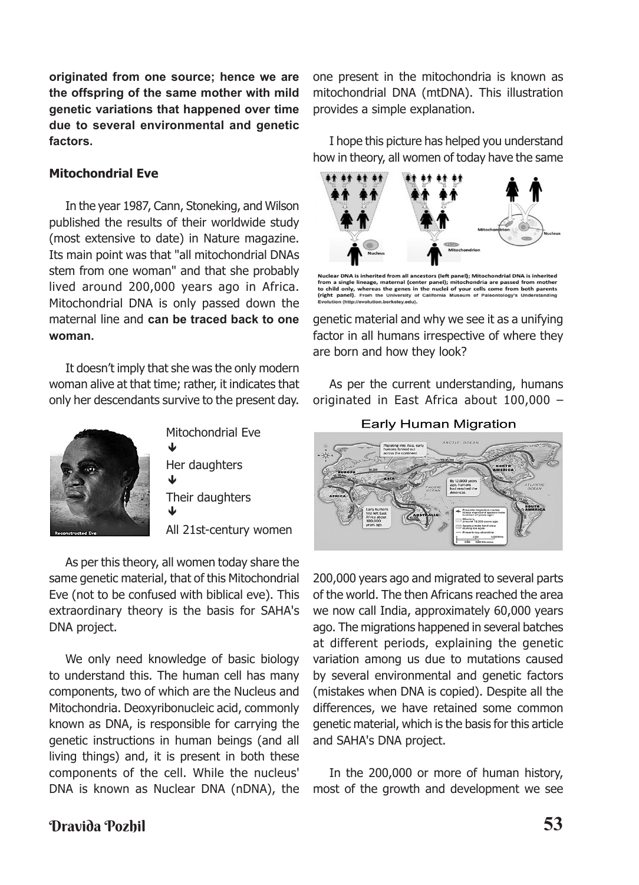**originated from one source; hence we are the offspring of the same mother with mild genetic variations that happened over time due to several environmental and genetic factors.**

### Mitochondrial Eve

In the year 1987, Cann, Stoneking, and Wilson published the results of their worldwide study (most extensive to date) in Nature magazine. Its main point was that "all mitochondrial DNAs stem from one woman" and that she probably lived around 200,000 years ago in Africa. Mitochondrial DNA is only passed down the maternal line and **can be traced back to one woman.**

It doesn't imply that she was the only modern woman alive at that time; rather, it indicates that only her descendants survive to the present day.

Reconstructed Eve

Mitochondrial Eve
↓
Her daughters
↓
Their daughters
↓
All 21st-century women

As per this theory, all women today share the same genetic material, that of this Mitochondrial Eve (not to be confused with biblical eve). This extraordinary theory is the basis for SAHA's DNA project.

We only need knowledge of basic biology to understand this. The human cell has many components, two of which are the Nucleus and Mitochondria. Deoxyribonucleic acid, commonly known as DNA, is responsible for carrying the genetic instructions in human beings (and all living things) and, it is present in both these components of the cell. While the nucleus' DNA is known as Nuclear DNA (nDNA), the one present in the mitochondria is known as mitochondrial DNA (mtDNA). This illustration provides a simple explanation.

I hope this picture has helped you understand how in theory, all women of today have the same genetic material and why we see it as a unifying factor in all humans irrespective of where they are born and how they look?

Nuclear DNA is inherited from all ancestors (left panel); Mitochondrial DNA is inherited from a single lineage, maternal (center panel); mitochondria are passed from mother to child only, whereas the genes in the nuclei of your cells come from both parents (right panel). From the University of California Museum of Paleontology's Understanding Evolution (http://evolution.berkeley.edu).

As per the current understanding, humans originated in East Africa about 100,000 – 200,000 years ago and migrated to several parts of the world. The then Africans reached the area we now call India, approximately 60,000 years ago. The migrations happened in several batches at different periods, explaining the genetic variation among us due to mutations caused by several environmental and genetic factors (mistakes when DNA is copied). Despite all the differences, we have retained some common genetic material, which is the basis for this article and SAHA's DNA project.

Early Human Migration

In the 200,000 or more of human history, most of the growth and development we see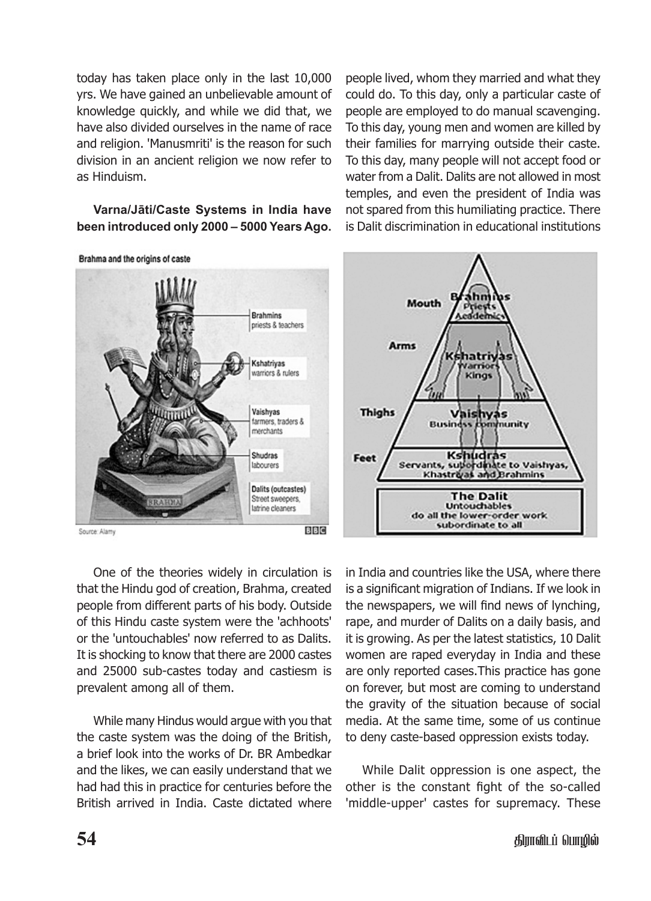today has taken place only in the last 10,000 yrs. We have gained an unbelievable amount of knowledge quickly, and while we did that, we have also divided ourselves in the name of race and religion. 'Manusmriti' is the reason for such division in an ancient religion we now refer to as Hinduism.

**Varna/Jāti/Caste Systems in India have been introduced only 2000 – 5000 Years Ago.**

Brahma and the origins of caste

Source: Alamy

One of the theories widely in circulation is that the Hindu god of creation, Brahma, created people from different parts of his body. Outside of this Hindu caste system were the 'achhoots' or the 'untouchables' now referred to as Dalits. It is shocking to know that there are 2000 castes and 25000 sub-castes today and castiesm is prevalent among all of them.

While many Hindus would argue with you that the caste system was the doing of the British, a brief look into the works of Dr. BR Ambedkar and the likes, we can easily understand that we had had this in practice for centuries before the British arrived in India. Caste dictated where people lived, whom they married and what they could do. To this day, only a particular caste of people are employed to do manual scavenging. To this day, young men and women are killed by their families for marrying outside their caste. To this day, many people will not accept food or water from a Dalit. Dalits are not allowed in most temples, and even the president of India was not spared from this humiliating practice. There is Dalit discrimination in educational institutions in India and countries like the USA, where there is a significant migration of Indians. If we look in the newspapers, we will find news of lynching, rape, and murder of Dalits on a daily basis, and it is growing. As per the latest statistics, 10 Dalit women are raped everyday in India and these are only reported cases.This practice has gone on forever, but most are coming to understand the gravity of the situation because of social media. At the same time, some of us continue to deny caste-based oppression exists today.

While Dalit oppression is one aspect, the other is the constant fight of the so-called 'middle-upper' castes for supremacy. These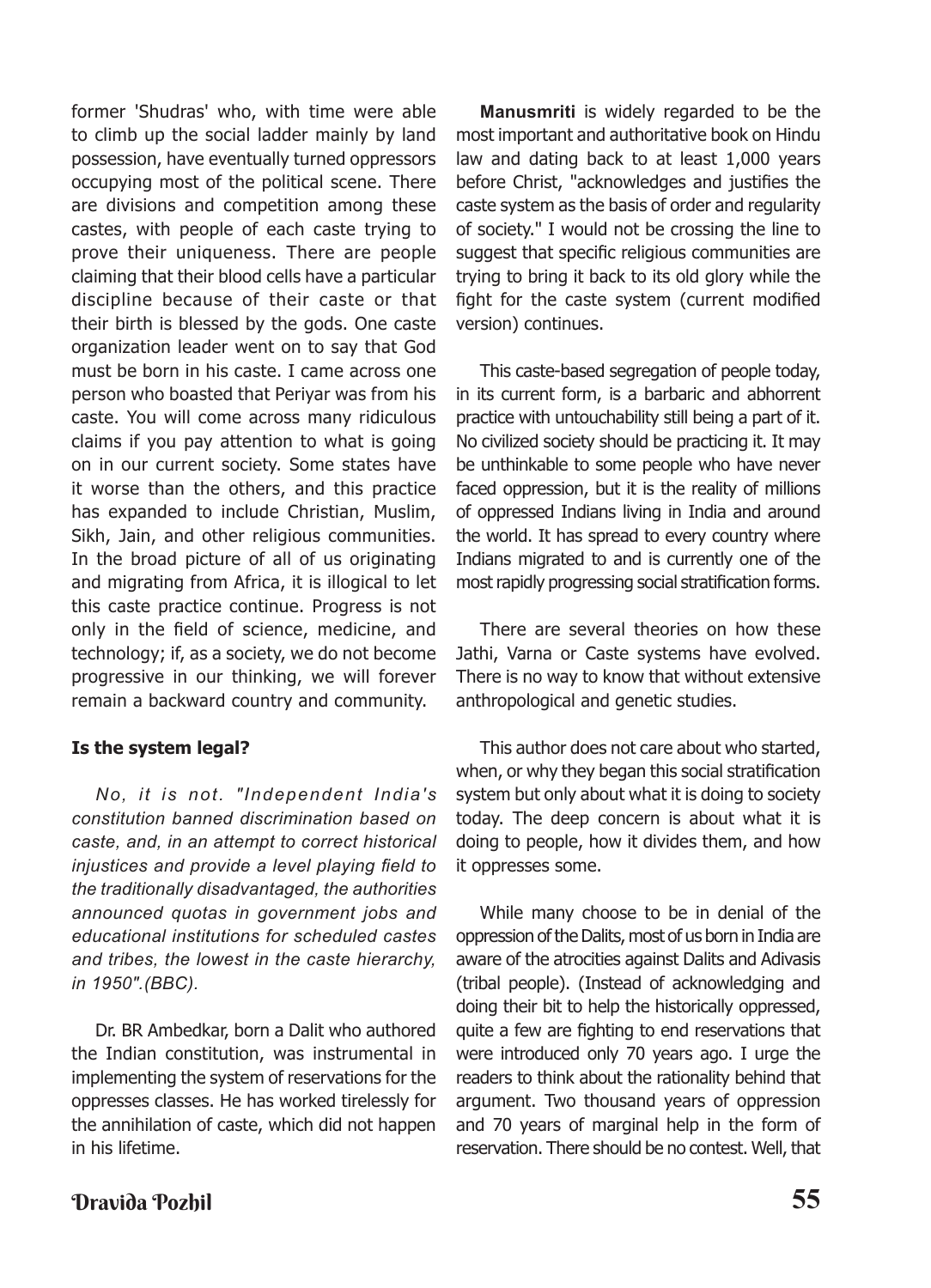former 'Shudras' who, with time were able to climb up the social ladder mainly by land possession, have eventually turned oppressors occupying most of the political scene. There are divisions and competition among these castes, with people of each caste trying to prove their uniqueness. There are people claiming that their blood cells have a particular discipline because of their caste or that their birth is blessed by the gods. One caste organization leader went on to say that God must be born in his caste. I came across one person who boasted that Periyar was from his caste. You will come across many ridiculous claims if you pay attention to what is going on in our current society. Some states have it worse than the others, and this practice has expanded to include Christian, Muslim, Sikh, Jain, and other religious communities. In the broad picture of all of us originating and migrating from Africa, it is illogical to let this caste practice continue. Progress is not only in the field of science, medicine, and technology; if, as a society, we do not become progressive in our thinking, we will forever remain a backward country and community.

**Is the system legal?**

*No, it is not. "Independent India's constitution banned discrimination based on caste, and, in an attempt to correct historical injustices and provide a level playing field to the traditionally disadvantaged, the authorities announced quotas in government jobs and educational institutions for scheduled castes and tribes, the lowest in the caste hierarchy, in 1950".(BBC).*

Dr. BR Ambedkar, born a Dalit who authored the Indian constitution, was instrumental in implementing the system of reservations for the oppresses classes. He has worked tirelessly for the annihilation of caste, which did not happen in his lifetime.

**Manusmriti** is widely regarded to be the most important and authoritative book on Hindu law and dating back to at least 1,000 years before Christ, "acknowledges and justifies the caste system as the basis of order and regularity of society." I would not be crossing the line to suggest that specific religious communities are trying to bring it back to its old glory while the fight for the caste system (current modified version) continues.

This caste-based segregation of people today, in its current form, is a barbaric and abhorrent practice with untouchability still being a part of it. No civilized society should be practicing it. It may be unthinkable to some people who have never faced oppression, but it is the reality of millions of oppressed Indians living in India and around the world. It has spread to every country where Indians migrated to and is currently one of the most rapidly progressing social stratification forms.

There are several theories on how these Jathi, Varna or Caste systems have evolved. There is no way to know that without extensive anthropological and genetic studies.

This author does not care about who started, when, or why they began this social stratification system but only about what it is doing to society today. The deep concern is about what it is doing to people, how it divides them, and how it oppresses some.

While many choose to be in denial of the oppression of the Dalits, most of us born in India are aware of the atrocities against Dalits and Adivasis (tribal people). (Instead of acknowledging and doing their bit to help the historically oppressed, quite a few are fighting to end reservations that were introduced only 70 years ago. I urge the readers to think about the rationality behind that argument. Two thousand years of oppression and 70 years of marginal help in the form of reservation. There should be no contest. Well, that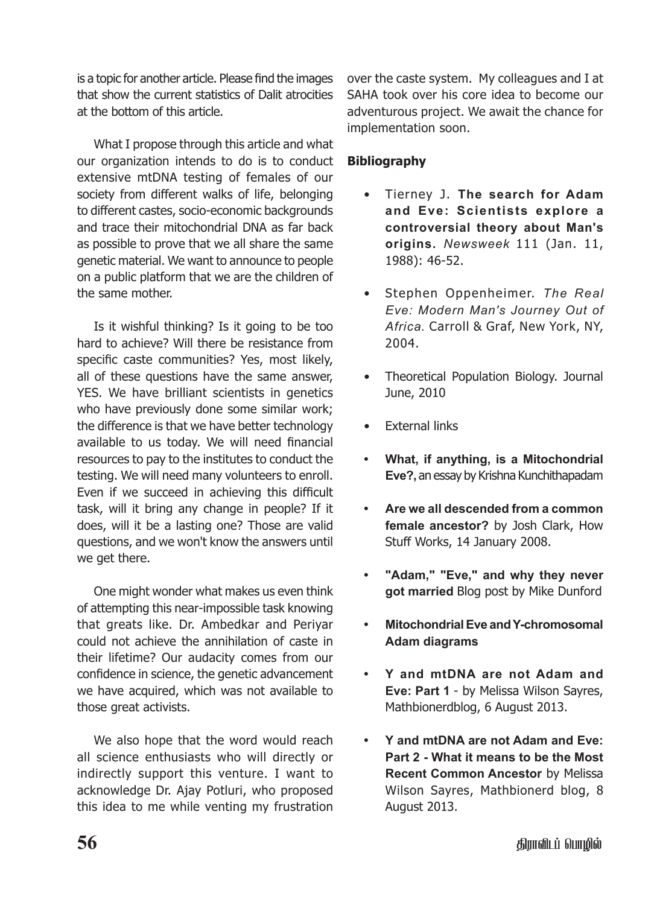is a topic for another article. Please find the images that show the current statistics of Dalit atrocities at the bottom of this article.

What I propose through this article and what our organization intends to do is to conduct extensive mtDNA testing of females of our society from different walks of life, belonging to different castes, socio-economic backgrounds and trace their mitochondrial DNA as far back as possible to prove that we all share the same genetic material. We want to announce to people on a public platform that we are the children of the same mother.

Is it wishful thinking? Is it going to be too hard to achieve? Will there be resistance from specific caste communities? Yes, most likely, all of these questions have the same answer, YES. We have brilliant scientists in genetics who have previously done some similar work; the difference is that we have better technology available to us today. We will need financial resources to pay to the institutes to conduct the testing. We will need many volunteers to enroll. Even if we succeed in achieving this difficult task, will it bring any change in people? If it does, will it be a lasting one? Those are valid questions, and we won't know the answers until we get there.

One might wonder what makes us even think of attempting this near-impossible task knowing that greats like. Dr. Ambedkar and Periyar could not achieve the annihilation of caste in their lifetime? Our audacity comes from our confidence in science, the genetic advancement we have acquired, which was not available to those great activists.

We also hope that the word would reach all science enthusiasts who will directly or indirectly support this venture. I want to acknowledge Dr. Ajay Potluri, who proposed this idea to me while venting my frustration over the caste system. My colleagues and I at SAHA took over his core idea to become our adventurous project. We await the chance for implementation soon.

**Bibliography**

- Tierney J. **The search for Adam and Eve: Scientists explore a controversial theory about Man's origins.** *Newsweek* 111 (Jan. 11, 1988): 46-52.
- Stephen Oppenheimer. *The Real Eve: Modern Man's Journey Out of Africa.* Carroll & Graf, New York, NY, 2004.
- Theoretical Population Biology. Journal June, 2010
- External links
- **What, if anything, is a Mitochondrial Eve?,** an essay by Krishna Kunchithapadam
- **Are we all descended from a common female ancestor?** by Josh Clark, How Stuff Works, 14 January 2008.
- **"Adam," "Eve," and why they never got married** Blog post by Mike Dunford
- **Mitochondrial Eve and Y-chromosomal Adam diagrams**
- **Y and mtDNA are not Adam and Eve: Part 1** - by Melissa Wilson Sayres, Mathbionerdblog, 6 August 2013.
- **Y and mtDNA are not Adam and Eve: Part 2 - What it means to be the Most Recent Common Ancestor** by Melissa Wilson Sayres, Mathbionerd blog, 8 August 2013.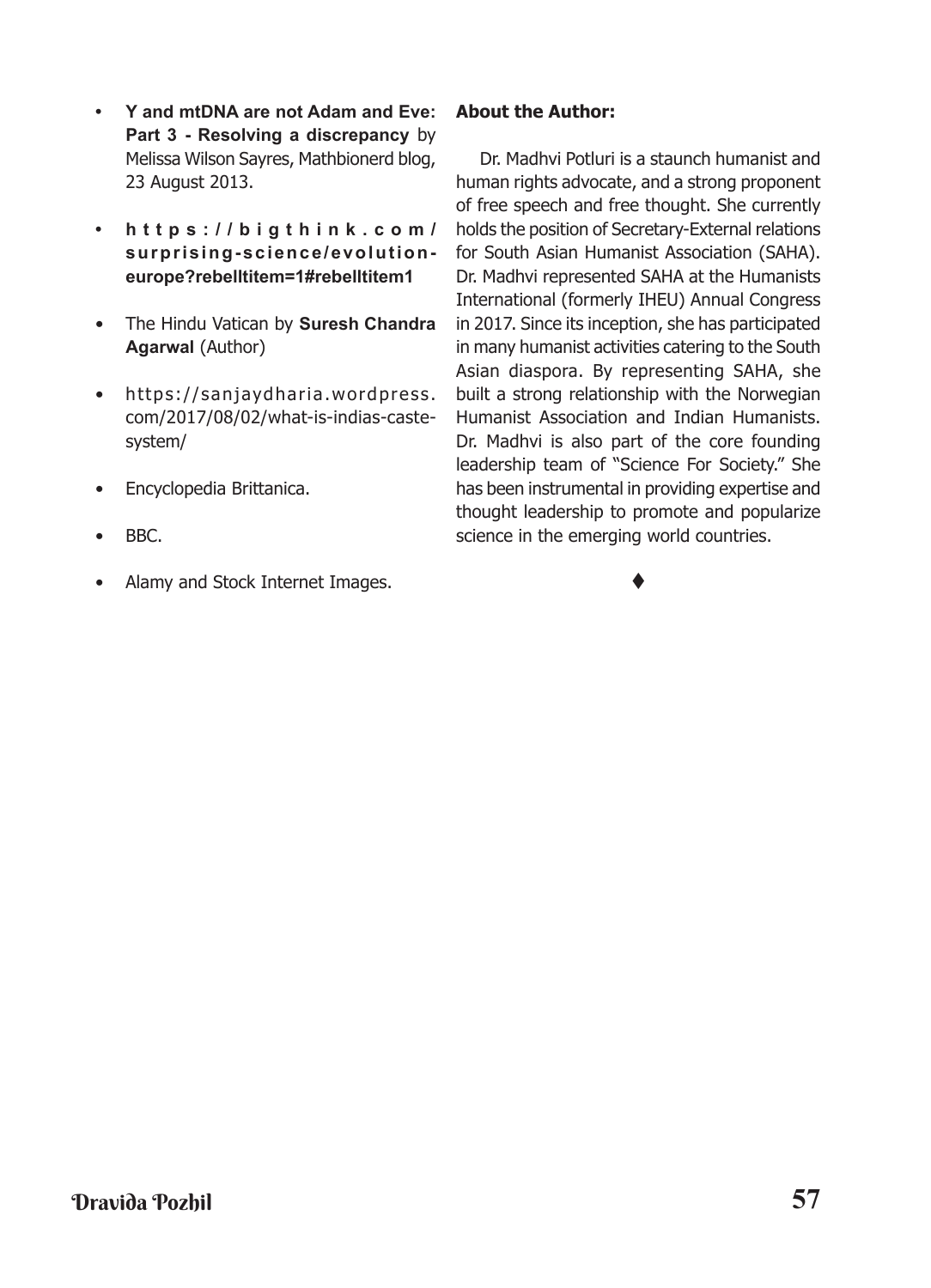- **Y and mtDNA are not Adam and Eve: Part 3 - Resolving a discrepancy** by Melissa Wilson Sayres, Mathbionerd blog, 23 August 2013.
- **https://bigthink.com/surprising-science/evolution-europe?rebelltitem=1#rebelltitem1**
- The Hindu Vatican by **Suresh Chandra Agarwal** (Author)
- https://sanjaydharia.wordpress.com/2017/08/02/what-is-indias-caste-system/
- Encyclopedia Brittanica.
- BBC.
- Alamy and Stock Internet Images.

**About the Author:**

Dr. Madhvi Potluri is a staunch humanist and human rights advocate, and a strong proponent of free speech and free thought. She currently holds the position of Secretary-External relations for South Asian Humanist Association (SAHA). Dr. Madhvi represented SAHA at the Humanists International (formerly IHEU) Annual Congress in 2017. Since its inception, she has participated in many humanist activities catering to the South Asian diaspora. By representing SAHA, she built a strong relationship with the Norwegian Humanist Association and Indian Humanists. Dr. Madhvi is also part of the core founding leadership team of "Science For Society." She has been instrumental in providing expertise and thought leadership to promote and popularize science in the emerging world countries.

♦